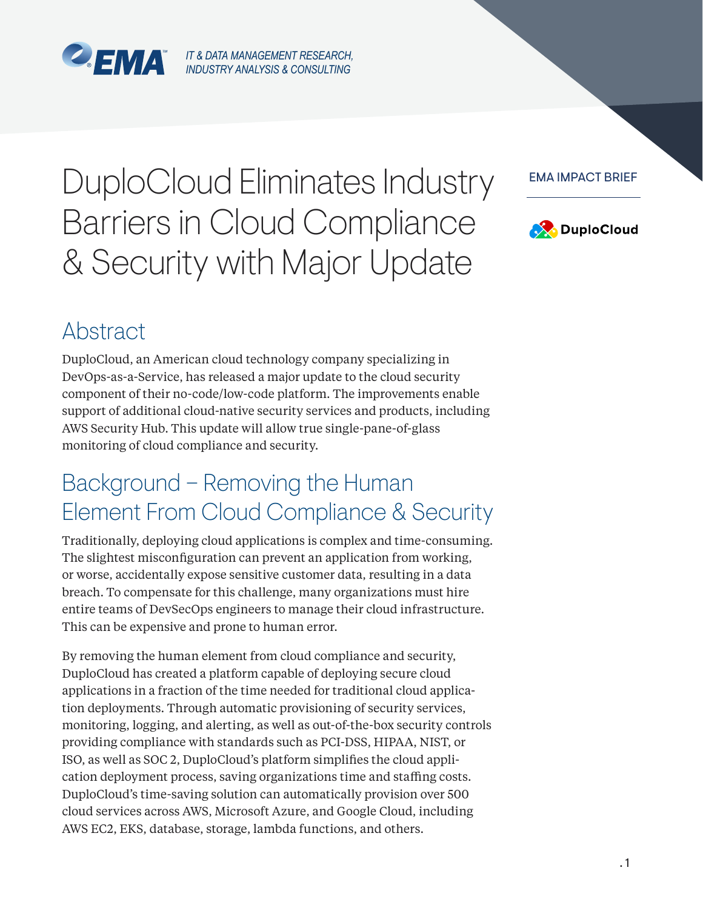EMA

*IT & DATA MANAGEMENT RESEARCH, INDUSTRY ANALYSIS & CONSULTING*

EMA IMPACT BRIEF

DuploCloud

# DuploCloud Eliminates Industry Barriers in Cloud Compliance & Security with Major Update

## Abstract

DuploCloud, an American cloud technology company specializing in DevOps-as-a-Service, has released a major update to the cloud security component of their no-code/low-code platform. The improvements enable support of additional cloud-native security services and products, including AWS Security Hub. This update will allow true single-pane-of-glass monitoring of cloud compliance and security.

## Background – Removing the Human Element From Cloud Compliance & Security

Traditionally, deploying cloud applications is complex and time-consuming. The slightest misconfiguration can prevent an application from working, or worse, accidentally expose sensitive customer data, resulting in a data breach. To compensate for this challenge, many organizations must hire entire teams of DevSecOps engineers to manage their cloud infrastructure. This can be expensive and prone to human error.

By removing the human element from cloud compliance and security, DuploCloud has created a platform capable of deploying secure cloud applications in a fraction of the time needed for traditional cloud application deployments. Through automatic provisioning of security services, monitoring, logging, and alerting, as well as out-of-the-box security controls providing compliance with standards such as PCI-DSS, HIPAA, NIST, or ISO, as well as SOC 2, DuploCloud's platform simplifies the cloud application deployment process, saving organizations time and staffing costs. DuploCloud's time-saving solution can automatically provision over 500 cloud services across AWS, Microsoft Azure, and Google Cloud, including AWS EC2, EKS, database, storage, lambda functions, and others.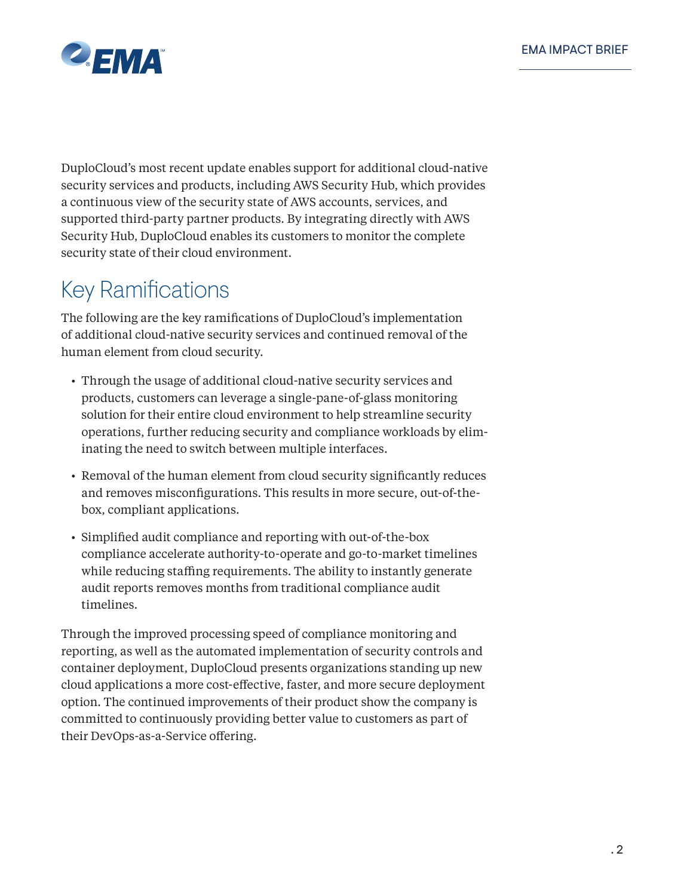DuploCloud's most recent update enables support for additional cloud-native security services and products, including AWS Security Hub, which provides a continuous view of the security state of AWS accounts, services, and supported third-party partner products. By integrating directly with AWS Security Hub, DuploCloud enables its customers to monitor the complete security state of their cloud environment.

## Key Ramifications

The following are the key ramifications of DuploCloud's implementation of additional cloud-native security services and continued removal of the human element from cloud security.

- Through the usage of additional cloud-native security services and products, customers can leverage a single-pane-of-glass monitoring solution for their entire cloud environment to help streamline security operations, further reducing security and compliance workloads by eliminating the need to switch between multiple interfaces.
- Removal of the human element from cloud security significantly reduces and removes misconfigurations. This results in more secure, out-of-the-box, compliant applications.
- Simplified audit compliance and reporting with out-of-the-box compliance accelerate authority-to-operate and go-to-market timelines while reducing staffing requirements. The ability to instantly generate audit reports removes months from traditional compliance audit timelines.

Through the improved processing speed of compliance monitoring and reporting, as well as the automated implementation of security controls and container deployment, DuploCloud presents organizations standing up new cloud applications a more cost-effective, faster, and more secure deployment option. The continued improvements of their product show the company is committed to continuously providing better value to customers as part of their DevOps-as-a-Service offering.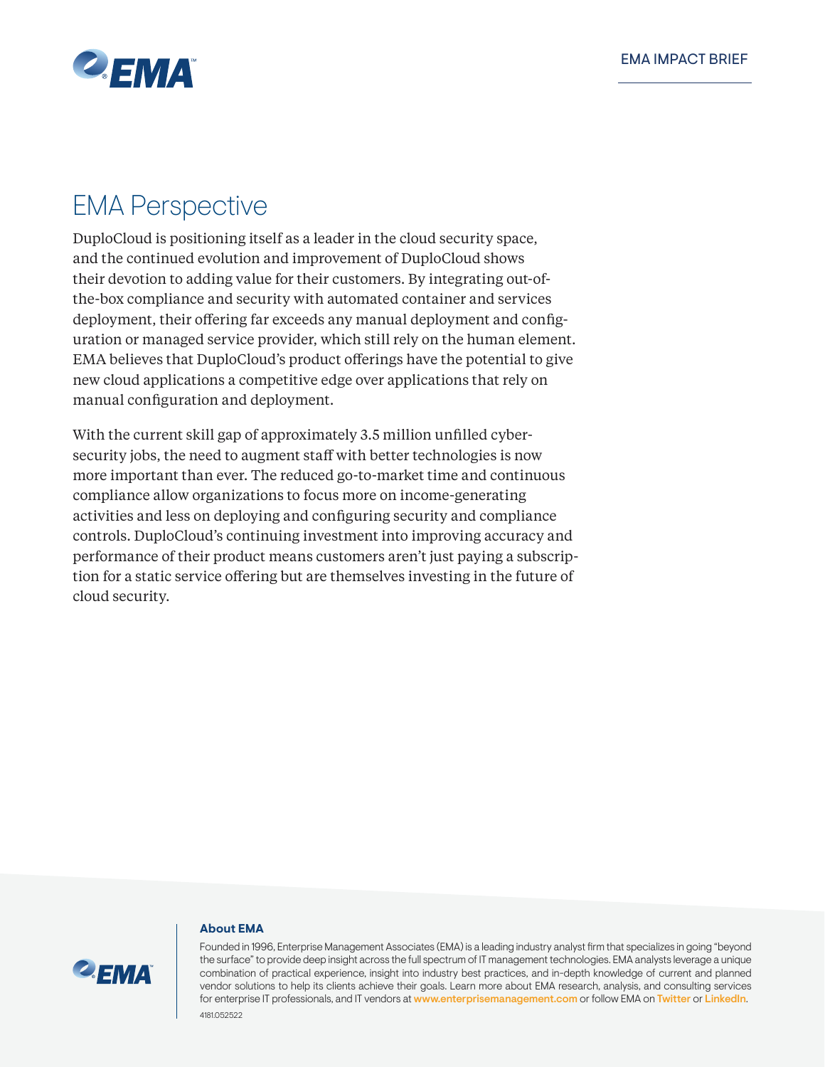# EMA Perspective

DuploCloud is positioning itself as a leader in the cloud security space, and the continued evolution and improvement of DuploCloud shows their devotion to adding value for their customers. By integrating out-of-the-box compliance and security with automated container and services deployment, their offering far exceeds any manual deployment and configuration or managed service provider, which still rely on the human element. EMA believes that DuploCloud's product offerings have the potential to give new cloud applications a competitive edge over applications that rely on manual configuration and deployment.

With the current skill gap of approximately 3.5 million unfilled cybersecurity jobs, the need to augment staff with better technologies is now more important than ever. The reduced go-to-market time and continuous compliance allow organizations to focus more on income-generating activities and less on deploying and configuring security and compliance controls. DuploCloud's continuing investment into improving accuracy and performance of their product means customers aren't just paying a subscription for a static service offering but are themselves investing in the future of cloud security.

**About EMA**

Founded in 1996, Enterprise Management Associates (EMA) is a leading industry analyst firm that specializes in going "beyond the surface" to provide deep insight across the full spectrum of IT management technologies. EMA analysts leverage a unique combination of practical experience, insight into industry best practices, and in-depth knowledge of current and planned vendor solutions to help its clients achieve their goals. Learn more about EMA research, analysis, and consulting services for enterprise IT professionals, and IT vendors at **www.enterprisemanagement.com** or follow EMA on **Twitter** or **LinkedIn**.

4181.052522